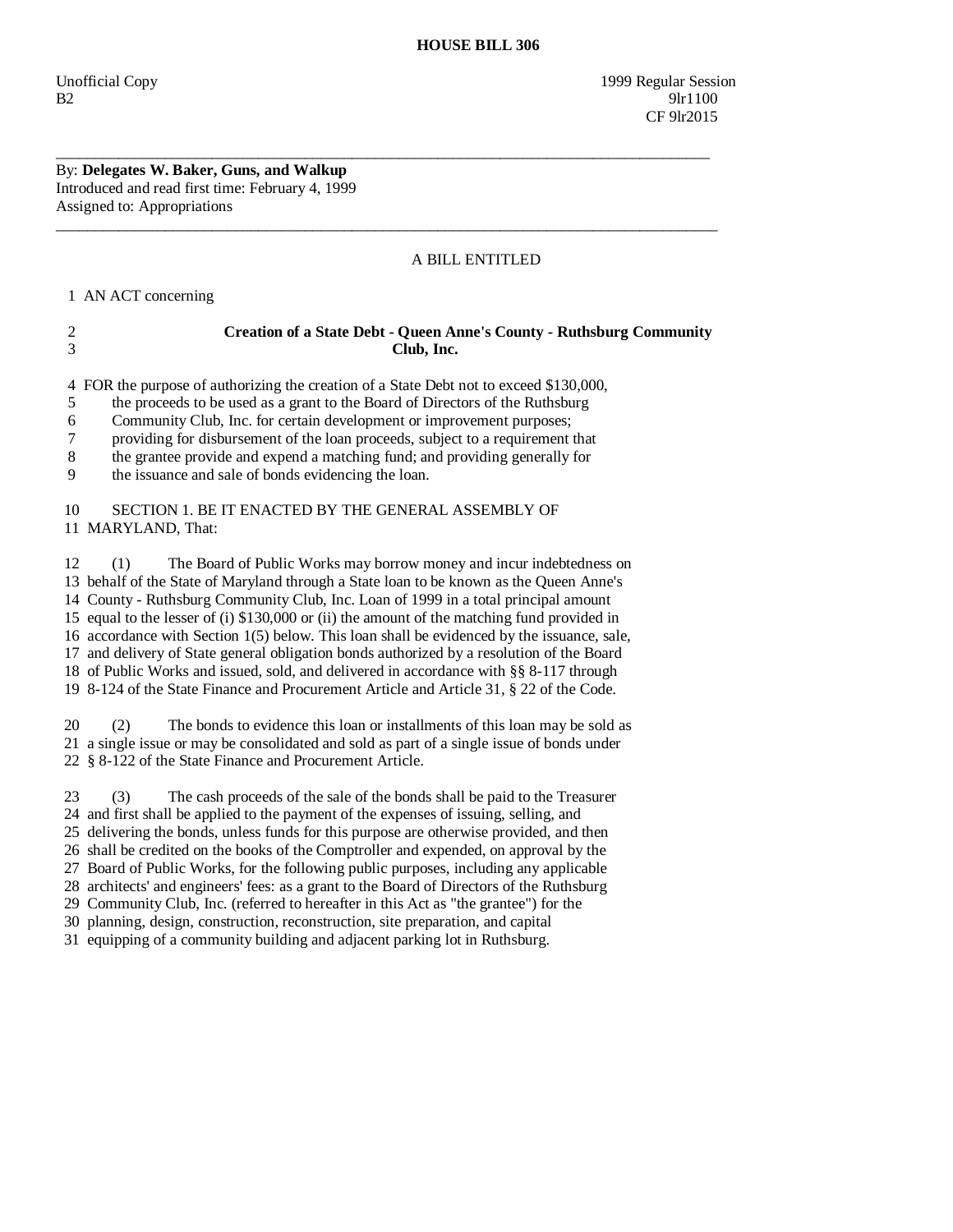# HOUSE BILL 306

Unofficial Copy 1999 Regular Session
B2 9lr1100
CF 9lr2015

---

By: **Delegates W. Baker, Guns, and Walkup**
Introduced and read first time: February 4, 1999
Assigned to: Appropriations

---

A BILL ENTITLED

1 AN ACT concerning

2 **Creation of a State Debt - Queen Anne's County - Ruthsburg Community**
3 **Club, Inc.**

4 FOR the purpose of authorizing the creation of a State Debt not to exceed $130,000,
5 the proceeds to be used as a grant to the Board of Directors of the Ruthsburg
6 Community Club, Inc. for certain development or improvement purposes;
7 providing for disbursement of the loan proceeds, subject to a requirement that
8 the grantee provide and expend a matching fund; and providing generally for
9 the issuance and sale of bonds evidencing the loan.

10 SECTION 1. BE IT ENACTED BY THE GENERAL ASSEMBLY OF
11 MARYLAND, That:

12 (1) The Board of Public Works may borrow money and incur indebtedness on
13 behalf of the State of Maryland through a State loan to be known as the Queen Anne's
14 County - Ruthsburg Community Club, Inc. Loan of 1999 in a total principal amount
15 equal to the lesser of (i) $130,000 or (ii) the amount of the matching fund provided in
16 accordance with Section 1(5) below. This loan shall be evidenced by the issuance, sale,
17 and delivery of State general obligation bonds authorized by a resolution of the Board
18 of Public Works and issued, sold, and delivered in accordance with §§ 8-117 through
19 8-124 of the State Finance and Procurement Article and Article 31, § 22 of the Code.

20 (2) The bonds to evidence this loan or installments of this loan may be sold as
21 a single issue or may be consolidated and sold as part of a single issue of bonds under
22 § 8-122 of the State Finance and Procurement Article.

23 (3) The cash proceeds of the sale of the bonds shall be paid to the Treasurer
24 and first shall be applied to the payment of the expenses of issuing, selling, and
25 delivering the bonds, unless funds for this purpose are otherwise provided, and then
26 shall be credited on the books of the Comptroller and expended, on approval by the
27 Board of Public Works, for the following public purposes, including any applicable
28 architects' and engineers' fees: as a grant to the Board of Directors of the Ruthsburg
29 Community Club, Inc. (referred to hereafter in this Act as "the grantee") for the
30 planning, design, construction, reconstruction, site preparation, and capital
31 equipping of a community building and adjacent parking lot in Ruthsburg.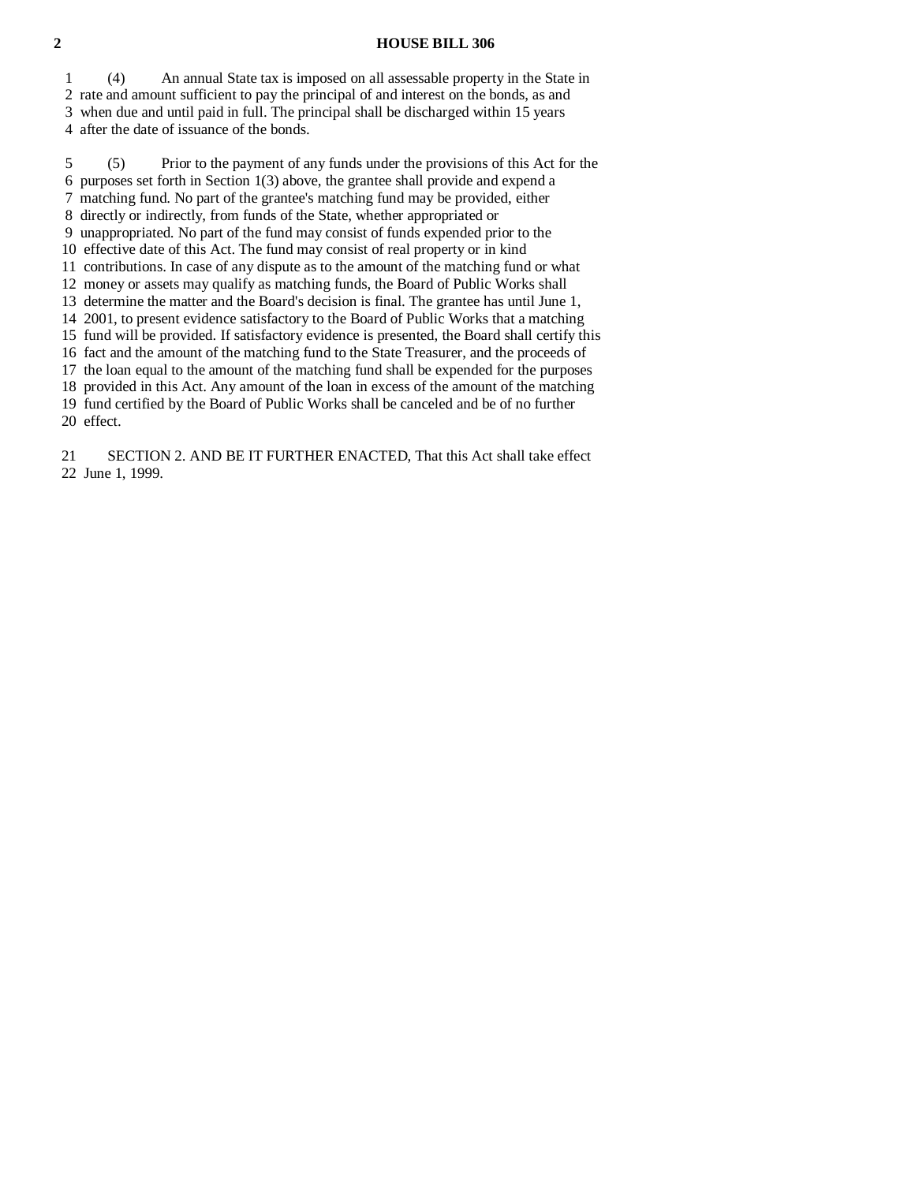(4) An annual State tax is imposed on all assessable property in the State in rate and amount sufficient to pay the principal of and interest on the bonds, as and when due and until paid in full. The principal shall be discharged within 15 years after the date of issuance of the bonds.

(5) Prior to the payment of any funds under the provisions of this Act for the purposes set forth in Section 1(3) above, the grantee shall provide and expend a matching fund. No part of the grantee's matching fund may be provided, either directly or indirectly, from funds of the State, whether appropriated or unappropriated. No part of the fund may consist of funds expended prior to the effective date of this Act. The fund may consist of real property or in kind contributions. In case of any dispute as to the amount of the matching fund or what money or assets may qualify as matching funds, the Board of Public Works shall determine the matter and the Board's decision is final. The grantee has until June 1, 2001, to present evidence satisfactory to the Board of Public Works that a matching fund will be provided. If satisfactory evidence is presented, the Board shall certify this fact and the amount of the matching fund to the State Treasurer, and the proceeds of the loan equal to the amount of the matching fund shall be expended for the purposes provided in this Act. Any amount of the loan in excess of the amount of the matching fund certified by the Board of Public Works shall be canceled and be of no further effect.

SECTION 2. AND BE IT FURTHER ENACTED, That this Act shall take effect June 1, 1999.